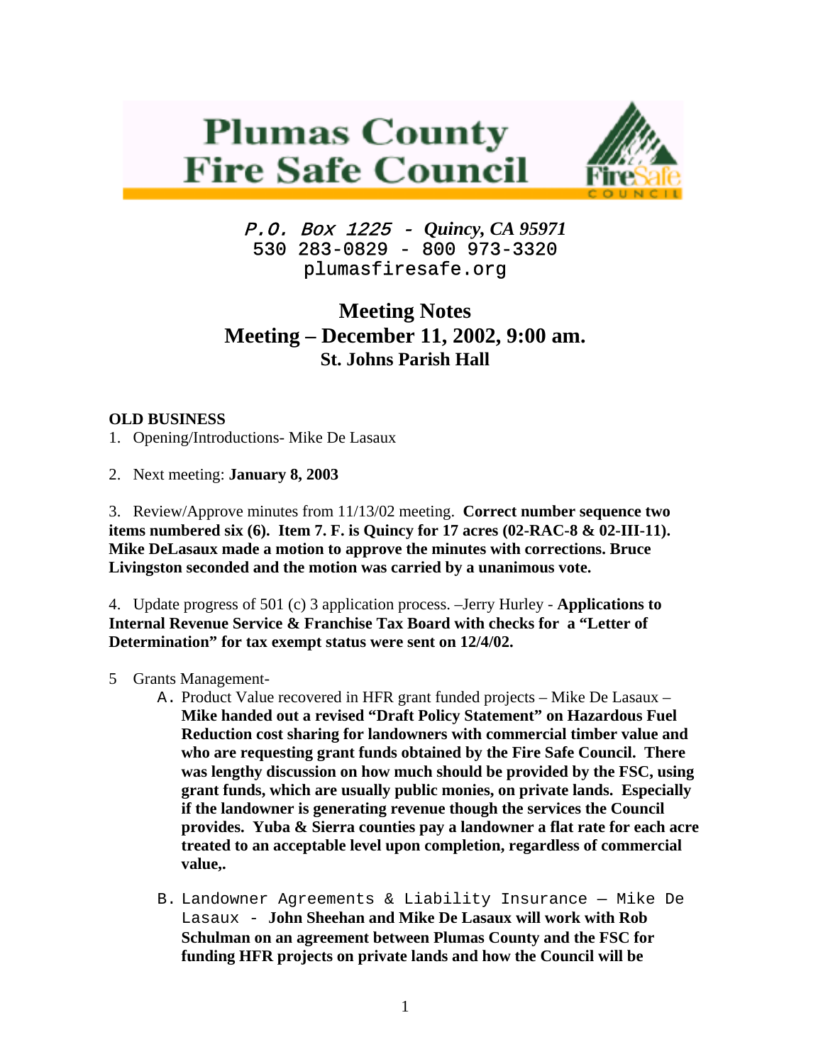# Plumas County Fire Safe Council

*P.O. Box 1225 - Quincy, CA 95971*
530 283-0829 - 800 973-3320
plumasfiresafe.org

## Meeting Notes
## Meeting – December 11, 2002, 9:00 am.
### St. Johns Parish Hall

**OLD BUSINESS**

1. Opening/Introductions- Mike De Lasaux

2. Next meeting: **January 8, 2003**

3. Review/Approve minutes from 11/13/02 meeting. **Correct number sequence two items numbered six (6). Item 7. F. is Quincy for 17 acres (02-RAC-8 & 02-III-11). Mike DeLasaux made a motion to approve the minutes with corrections. Bruce Livingston seconded and the motion was carried by a unanimous vote.**

4. Update progress of 501 (c) 3 application process. –Jerry Hurley - **Applications to Internal Revenue Service & Franchise Tax Board with checks for a "Letter of Determination" for tax exempt status were sent on 12/4/02.**

5. Grants Management-
   A. Product Value recovered in HFR grant funded projects – Mike De Lasaux – **Mike handed out a revised "Draft Policy Statement" on Hazardous Fuel Reduction cost sharing for landowners with commercial timber value and who are requesting grant funds obtained by the Fire Safe Council. There was lengthy discussion on how much should be provided by the FSC, using grant funds, which are usually public monies, on private lands. Especially if the landowner is generating revenue though the services the Council provides. Yuba & Sierra counties pay a landowner a flat rate for each acre treated to an acceptable level upon completion, regardless of commercial value,.**

   B. Landowner Agreements & Liability Insurance – Mike De Lasaux - **John Sheehan and Mike De Lasaux will work with Rob Schulman on an agreement between Plumas County and the FSC for funding HFR projects on private lands and how the Council will be**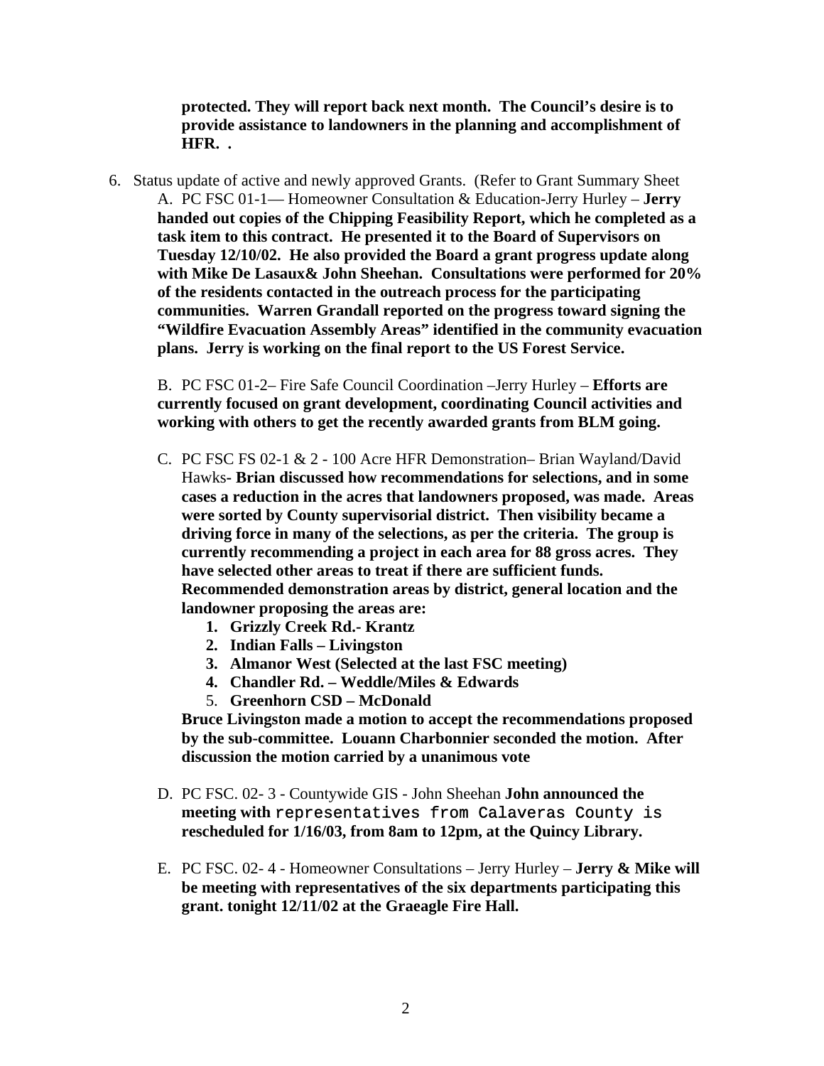**protected. They will report back next month. The Council's desire is to provide assistance to landowners in the planning and accomplishment of HFR. .**

6. Status update of active and newly approved Grants. (Refer to Grant Summary Sheet

   A. PC FSC 01-1— Homeowner Consultation & Education-Jerry Hurley – **Jerry handed out copies of the Chipping Feasibility Report, which he completed as a task item to this contract. He presented it to the Board of Supervisors on Tuesday 12/10/02. He also provided the Board a grant progress update along with Mike De Lasaux& John Sheehan. Consultations were performed for 20% of the residents contacted in the outreach process for the participating communities. Warren Grandall reported on the progress toward signing the "Wildfire Evacuation Assembly Areas" identified in the community evacuation plans. Jerry is working on the final report to the US Forest Service.**

   B. PC FSC 01-2– Fire Safe Council Coordination –Jerry Hurley – **Efforts are currently focused on grant development, coordinating Council activities and working with others to get the recently awarded grants from BLM going.**

   C. PC FSC FS 02-1 & 2 - 100 Acre HFR Demonstration– Brian Wayland/David Hawks- **Brian discussed how recommendations for selections, and in some cases a reduction in the acres that landowners proposed, was made. Areas were sorted by County supervisorial district. Then visibility became a driving force in many of the selections, as per the criteria. The group is currently recommending a project in each area for 88 gross acres. They have selected other areas to treat if there are sufficient funds. Recommended demonstration areas by district, general location and the landowner proposing the areas are:**
      1. **Grizzly Creek Rd.- Krantz**
      2. **Indian Falls – Livingston**
      3. **Almanor West (Selected at the last FSC meeting)**
      4. **Chandler Rd. – Weddle/Miles & Edwards**
      5. **Greenhorn CSD – McDonald**

   **Bruce Livingston made a motion to accept the recommendations proposed by the sub-committee. Louann Charbonnier seconded the motion. After discussion the motion carried by a unanimous vote**

   D. PC FSC. 02- 3 - Countywide GIS - John Sheehan **John announced the meeting with** representatives from Calaveras County is **rescheduled for 1/16/03, from 8am to 12pm, at the Quincy Library.**

   E. PC FSC. 02- 4 - Homeowner Consultations – Jerry Hurley – **Jerry & Mike will be meeting with representatives of the six departments participating this grant. tonight 12/11/02 at the Graeagle Fire Hall.**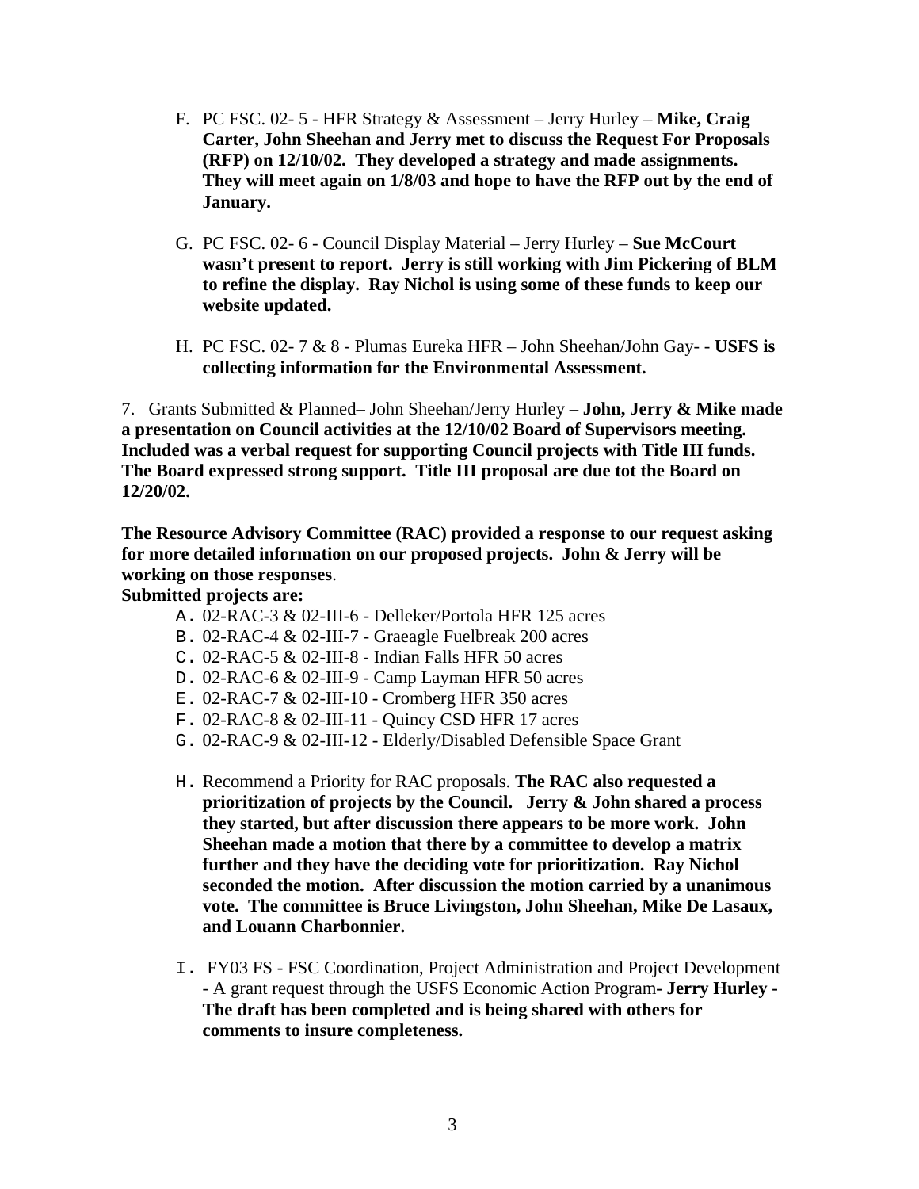F. PC FSC. 02- 5 - HFR Strategy & Assessment – Jerry Hurley – **Mike, Craig Carter, John Sheehan and Jerry met to discuss the Request For Proposals (RFP) on 12/10/02. They developed a strategy and made assignments. They will meet again on 1/8/03 and hope to have the RFP out by the end of January.**

G. PC FSC. 02- 6 - Council Display Material – Jerry Hurley – **Sue McCourt wasn't present to report. Jerry is still working with Jim Pickering of BLM to refine the display. Ray Nichol is using some of these funds to keep our website updated.**

H. PC FSC. 02- 7 & 8 - Plumas Eureka HFR – John Sheehan/John Gay- - **USFS is collecting information for the Environmental Assessment.**

7. Grants Submitted & Planned– John Sheehan/Jerry Hurley – **John, Jerry & Mike made a presentation on Council activities at the 12/10/02 Board of Supervisors meeting. Included was a verbal request for supporting Council projects with Title III funds. The Board expressed strong support. Title III proposal are due tot the Board on 12/20/02.**

**The Resource Advisory Committee (RAC) provided a response to our request asking for more detailed information on our proposed projects. John & Jerry will be working on those responses**.

**Submitted projects are:**

A. 02-RAC-3 & 02-III-6 - Delleker/Portola HFR 125 acres
B. 02-RAC-4 & 02-III-7 - Graeagle Fuelbreak 200 acres
C. 02-RAC-5 & 02-III-8 - Indian Falls HFR 50 acres
D. 02-RAC-6 & 02-III-9 - Camp Layman HFR 50 acres
E. 02-RAC-7 & 02-III-10 - Cromberg HFR 350 acres
F. 02-RAC-8 & 02-III-11 - Quincy CSD HFR 17 acres
G. 02-RAC-9 & 02-III-12 - Elderly/Disabled Defensible Space Grant

H. Recommend a Priority for RAC proposals. **The RAC also requested a prioritization of projects by the Council. Jerry & John shared a process they started, but after discussion there appears to be more work. John Sheehan made a motion that there by a committee to develop a matrix further and they have the deciding vote for prioritization. Ray Nichol seconded the motion. After discussion the motion carried by a unanimous vote. The committee is Bruce Livingston, John Sheehan, Mike De Lasaux, and Louann Charbonnier.**

I. FY03 FS - FSC Coordination, Project Administration and Project Development - A grant request through the USFS Economic Action Program**- Jerry Hurley - The draft has been completed and is being shared with others for comments to insure completeness.**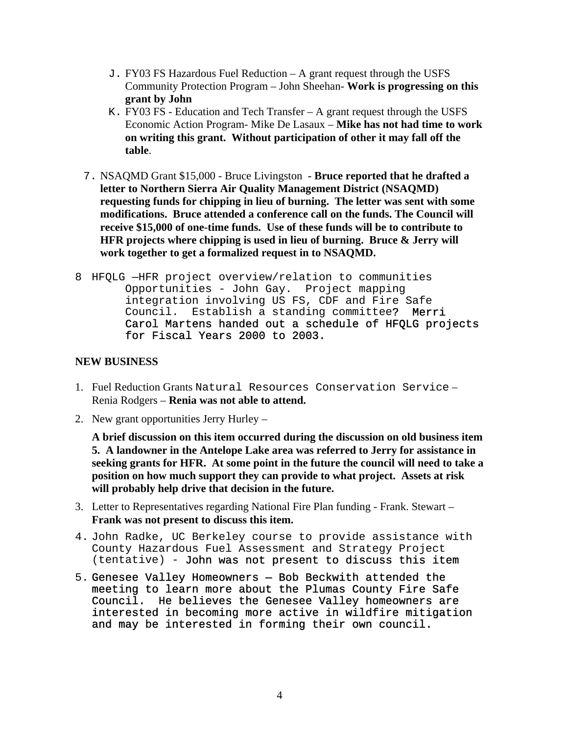J. FY03 FS Hazardous Fuel Reduction – A grant request through the USFS Community Protection Program – John Sheehan- **Work is progressing on this grant by John**

K. FY03 FS - Education and Tech Transfer – A grant request through the USFS Economic Action Program- Mike De Lasaux – **Mike has not had time to work on writing this grant. Without participation of other it may fall off the table**.

7. NSAQMD Grant $15,000 - Bruce Livingston - **Bruce reported that he drafted a letter to Northern Sierra Air Quality Management District (NSAQMD) requesting funds for chipping in lieu of burning. The letter was sent with some modifications. Bruce attended a conference call on the funds. The Council will receive $15,000 of one-time funds. Use of these funds will be to contribute to HFR projects where chipping is used in lieu of burning. Bruce & Jerry will work together to get a formalized request in to NSAQMD.**

8 HFQLG –HFR project overview/relation to communities Opportunities - John Gay. Project mapping integration involving US FS, CDF and Fire Safe Council. Establish a standing committee? Merri Carol Martens handed out a schedule of HFQLG projects for Fiscal Years 2000 to 2003.

**NEW BUSINESS**

1. Fuel Reduction Grants Natural Resources Conservation Service – Renia Rodgers – **Renia was not able to attend.**
2. New grant opportunities Jerry Hurley –

   **A brief discussion on this item occurred during the discussion on old business item 5. A landowner in the Antelope Lake area was referred to Jerry for assistance in seeking grants for HFR. At some point in the future the council will need to take a position on how much support they can provide to what project. Assets at risk will probably help drive that decision in the future.**
3. Letter to Representatives regarding National Fire Plan funding - Frank. Stewart – **Frank was not present to discuss this item.**
4. John Radke, UC Berkeley course to provide assistance with County Hazardous Fuel Assessment and Strategy Project (tentative) - John was not present to discuss this item
5. Genesee Valley Homeowners – Bob Beckwith attended the meeting to learn more about the Plumas County Fire Safe Council. He believes the Genesee Valley homeowners are interested in becoming more active in wildfire mitigation and may be interested in forming their own council.